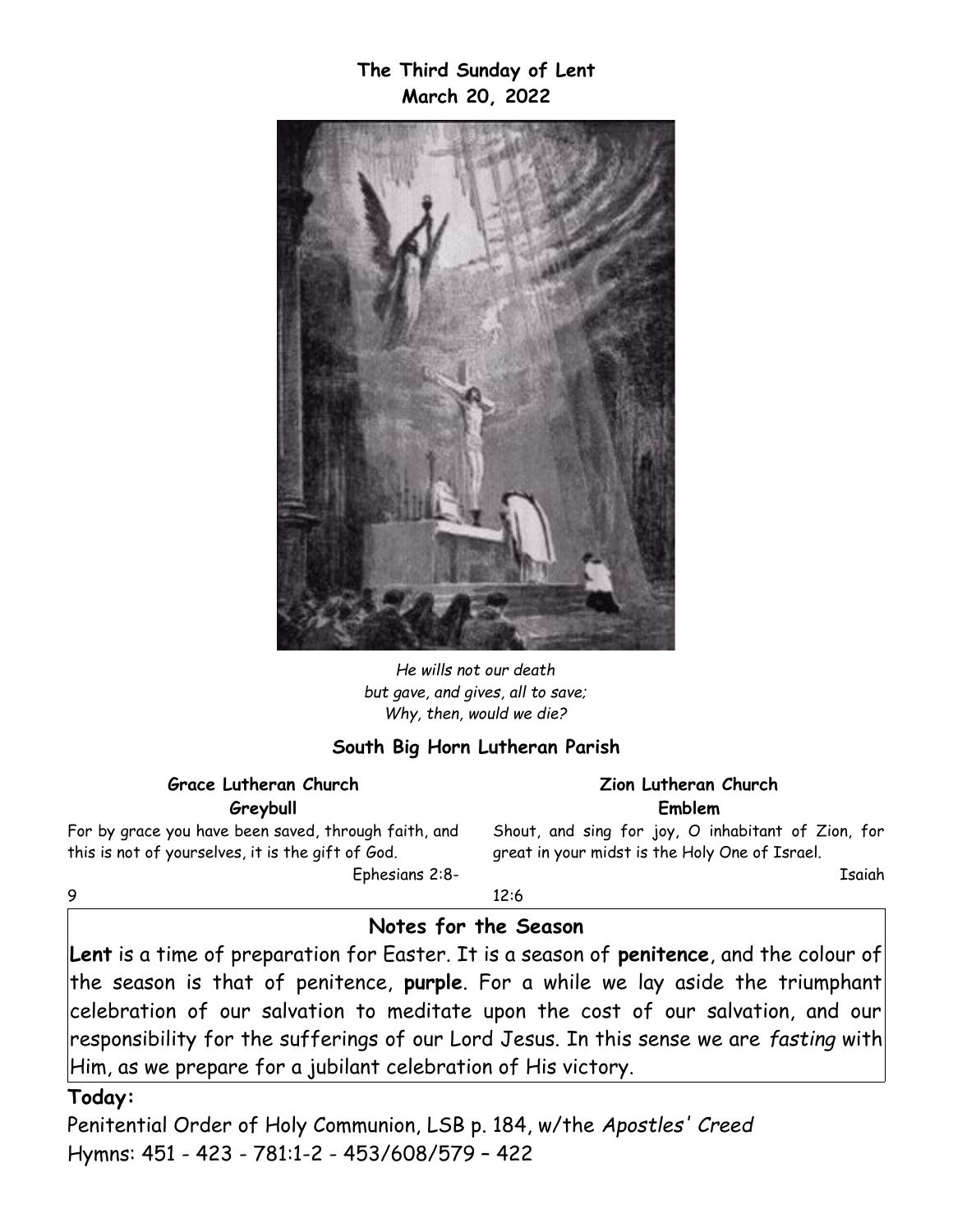**The Third Sunday of Lent**
**March 20, 2022**

*He wills not our death*
*but gave, and gives, all to save;*
*Why, then, would we die?*

**South Big Horn Lutheran Parish**

**Grace Lutheran Church**
**Greybull**

For by grace you have been saved, through faith, and this is not of yourselves, it is the gift of God.
Ephesians 2:8-9

**Zion Lutheran Church**
**Emblem**

Shout, and sing for joy, O inhabitant of Zion, for great in your midst is the Holy One of Israel.
Isaiah 12:6

## Notes for the Season

**Lent** is a time of preparation for Easter. It is a season of **penitence**, and the colour of the season is that of penitence, **purple**. For a while we lay aside the triumphant celebration of our salvation to meditate upon the cost of our salvation, and our responsibility for the sufferings of our Lord Jesus. In this sense we are *fasting* with Him, as we prepare for a jubilant celebration of His victory.

**Today:**

Penitential Order of Holy Communion, LSB p. 184, w/the *Apostles' Creed*
Hymns: 451 - 423 - 781:1-2 - 453/608/579 – 422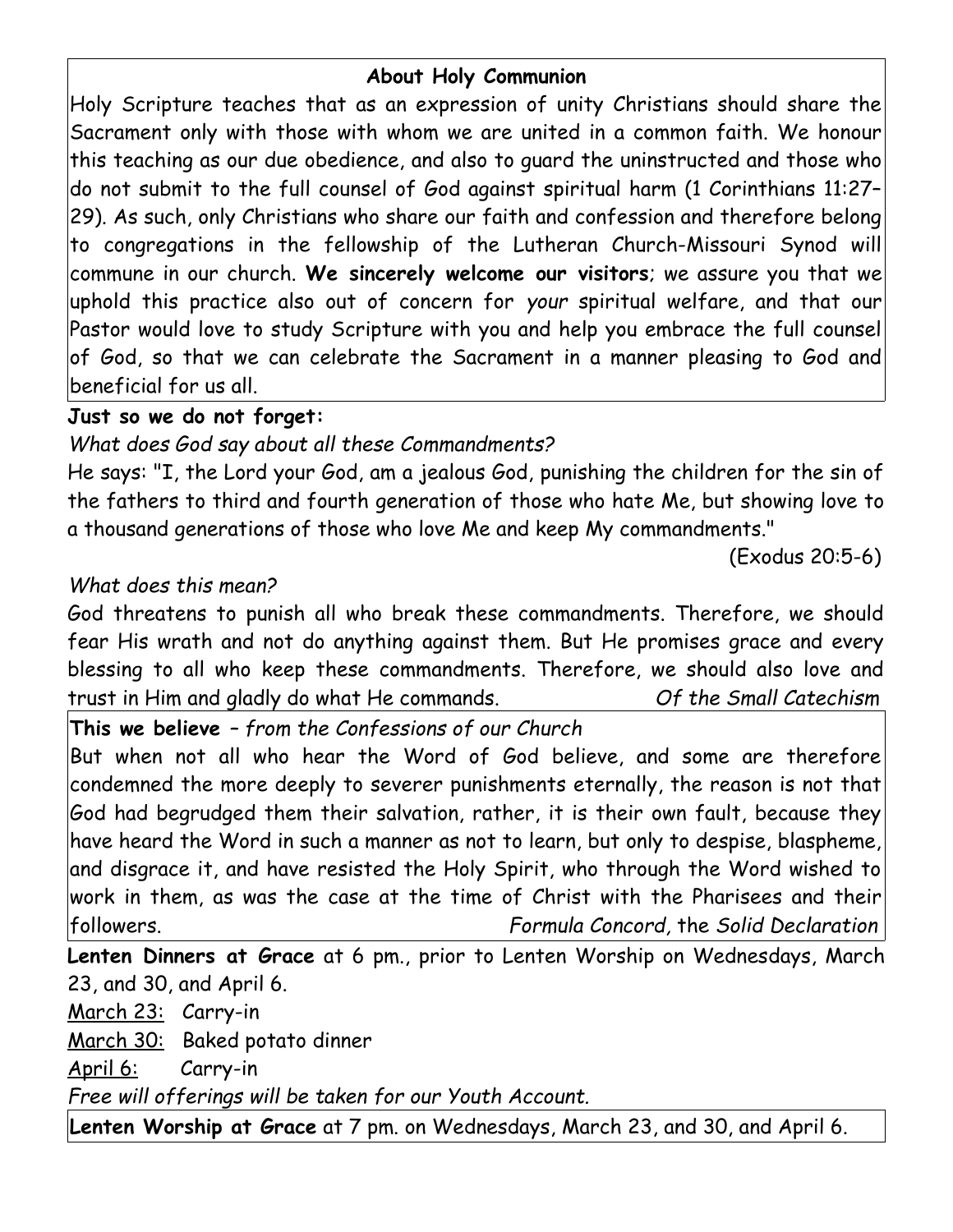## About Holy Communion

Holy Scripture teaches that as an expression of unity Christians should share the Sacrament only with those with whom we are united in a common faith. We honour this teaching as our due obedience, and also to guard the uninstructed and those who do not submit to the full counsel of God against spiritual harm (1 Corinthians 11:27–29). As such, only Christians who share our faith and confession and therefore belong to congregations in the fellowship of the Lutheran Church-Missouri Synod will commune in our church. **We sincerely welcome our visitors**; we assure you that we uphold this practice also out of concern for *your* spiritual welfare, and that our Pastor would love to study Scripture with you and help you embrace the full counsel of God, so that we can celebrate the Sacrament in a manner pleasing to God and beneficial for us all.

**Just so we do not forget:**

*What does God say about all these Commandments?*

He says: "I, the Lord your God, am a jealous God, punishing the children for the sin of the fathers to third and fourth generation of those who hate Me, but showing love to a thousand generations of those who love Me and keep My commandments."

(Exodus 20:5-6)

*What does this mean?*

God threatens to punish all who break these commandments. Therefore, we should fear His wrath and not do anything against them. But He promises grace and every blessing to all who keep these commandments. Therefore, we should also love and trust in Him and gladly do what He commands. *Of the Small Catechism*

**This we believe** – *from the Confessions of our Church*

But when not all who hear the Word of God believe, and some are therefore condemned the more deeply to severer punishments eternally, the reason is not that God had begrudged them their salvation, rather, it is their own fault, because they have heard the Word in such a manner as not to learn, but only to despise, blaspheme, and disgrace it, and have resisted the Holy Spirit, who through the Word wished to work in them, as was the case at the time of Christ with the Pharisees and their followers. *Formula Concord*, the *Solid Declaration*

**Lenten Dinners at Grace** at 6 pm., prior to Lenten Worship on Wednesdays, March 23, and 30, and April 6.

March 23: Carry-in

March 30: Baked potato dinner

April 6: Carry-in

*Free will offerings will be taken for our Youth Account.*

**Lenten Worship at Grace** at 7 pm. on Wednesdays, March 23, and 30, and April 6.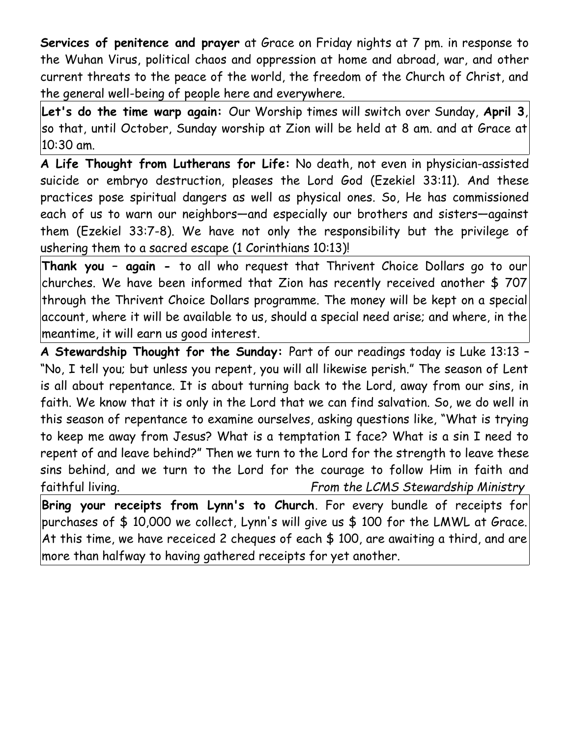**Services of penitence and prayer** at Grace on Friday nights at 7 pm. in response to the Wuhan Virus, political chaos and oppression at home and abroad, war, and other current threats to the peace of the world, the freedom of the Church of Christ, and the general well-being of people here and everywhere.

**Let's do the time warp again:** Our Worship times will switch over Sunday, **April 3**, so that, until October, Sunday worship at Zion will be held at 8 am. and at Grace at 10:30 am.

**A Life Thought from Lutherans for Life:** No death, not even in physician-assisted suicide or embryo destruction, pleases the Lord God (Ezekiel 33:11). And these practices pose spiritual dangers as well as physical ones. So, He has commissioned each of us to warn our neighbors—and especially our brothers and sisters—against them (Ezekiel 33:7-8). We have not only the responsibility but the privilege of ushering them to a sacred escape (1 Corinthians 10:13)!

**Thank you – again -** to all who request that Thrivent Choice Dollars go to our churches. We have been informed that Zion has recently received another $ 707 through the Thrivent Choice Dollars programme. The money will be kept on a special account, where it will be available to us, should a special need arise; and where, in the meantime, it will earn us good interest.

**A Stewardship Thought for the Sunday:** Part of our readings today is Luke 13:13 – "No, I tell you; but unless you repent, you will all likewise perish." The season of Lent is all about repentance. It is about turning back to the Lord, away from our sins, in faith. We know that it is only in the Lord that we can find salvation. So, we do well in this season of repentance to examine ourselves, asking questions like, "What is trying to keep me away from Jesus? What is a temptation I face? What is a sin I need to repent of and leave behind?" Then we turn to the Lord for the strength to leave these sins behind, and we turn to the Lord for the courage to follow Him in faith and faithful living. *From the LCMS Stewardship Ministry*

**Bring your receipts from Lynn's to Church**. For every bundle of receipts for purchases of $ 10,000 we collect, Lynn's will give us $ 100 for the LMWL at Grace. At this time, we have receiced 2 cheques of each $ 100, are awaiting a third, and are more than halfway to having gathered receipts for yet another.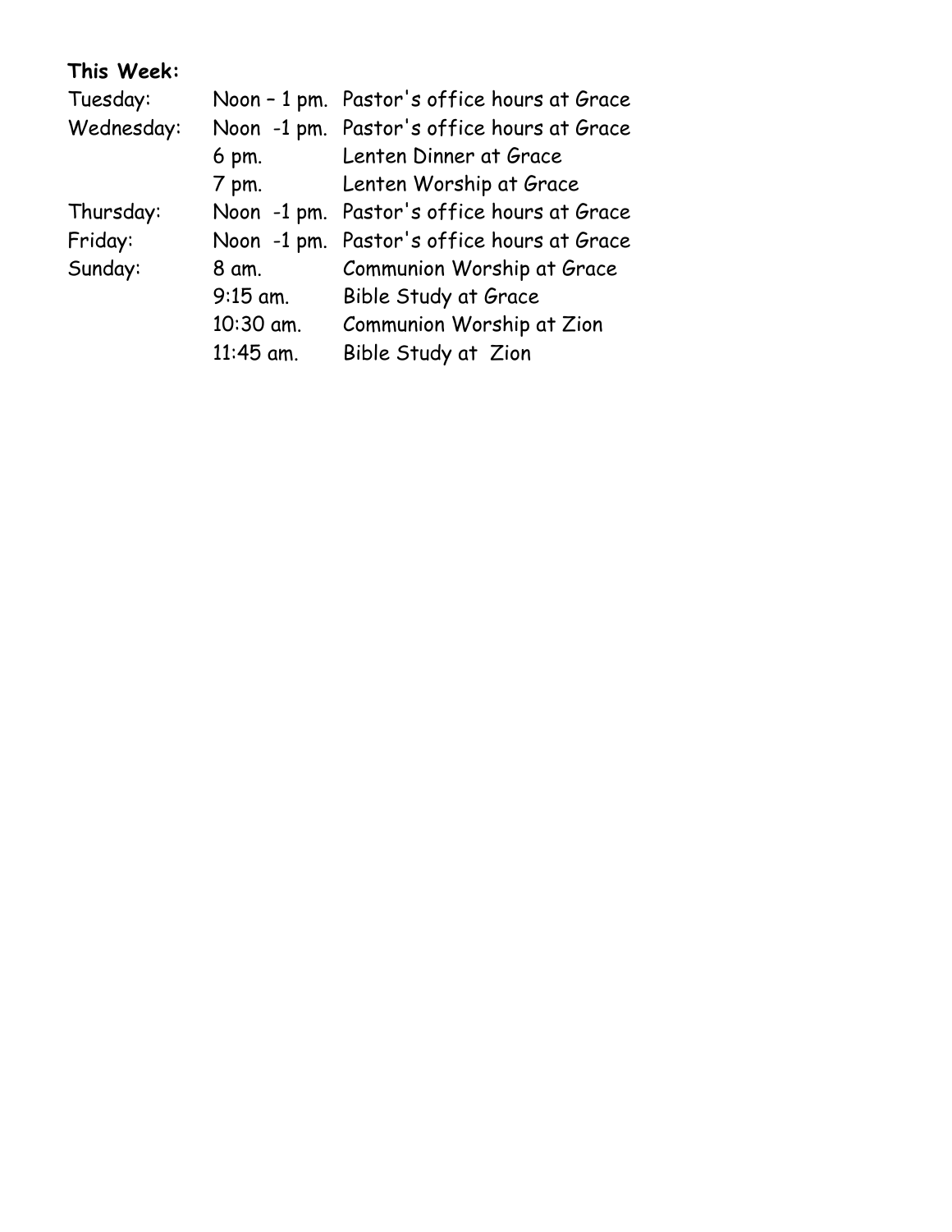**This Week:**

| | | |
|---|---|---|
| Tuesday: | Noon – 1 pm. | Pastor's office hours at Grace |
| Wednesday: | Noon -1 pm. | Pastor's office hours at Grace |
| | 6 pm. | Lenten Dinner at Grace |
| | 7 pm. | Lenten Worship at Grace |
| Thursday: | Noon -1 pm. | Pastor's office hours at Grace |
| Friday: | Noon -1 pm. | Pastor's office hours at Grace |
| Sunday: | 8 am. | Communion Worship at Grace |
| | 9:15 am. | Bible Study at Grace |
| | 10:30 am. | Communion Worship at Zion |
| | 11:45 am. | Bible Study at Zion |